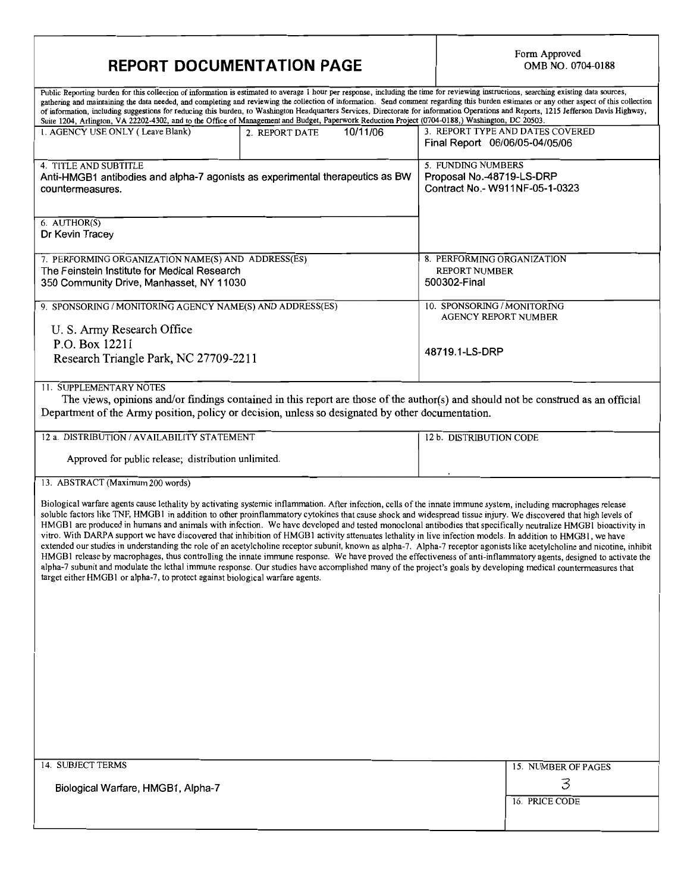# REPORT DOCUMENTATION PAGE

Form Approved
OMB NO. 0704-0188

Public Reporting burden for this collection of information is estimated to average 1 hour per response, including the time for reviewing instructions, searching existing data sources, gathering and maintaining the data needed, and completing and reviewing the collection of information. Send comment regarding this burden estimates or any other aspect of this collection of information, including suggestions for reducing this burden, to Washington Headquarters Services, Directorate for information Operations and Reports, 1215 Jefferson Davis Highway, Suite 1204, Arlington, VA 22202-4302, and to the Office of Management and Budget, Paperwork Reduction Project (0704-0188,) Washington, DC 20503.

| 1. AGENCY USE ONLY ( Leave Blank) | 2. REPORT DATE 10/11/06 | 3. REPORT TYPE AND DATES COVERED<br>Final Report 06/06/05-04/05/06 |
|---|---|---|
| 4. TITLE AND SUBTITLE<br>Anti-HMGB1 antibodies and alpha-7 agonists as experimental therapeutics as BW countermeasures. | | 5. FUNDING NUMBERS<br>Proposal No.-48719-LS-DRP<br>Contract No.- W911NF-05-1-0323 |
| 6. AUTHOR(S)<br>Dr Kevin Tracey | | |
| 7. PERFORMING ORGANIZATION NAME(S) AND ADDRESS(ES)<br>The Feinstein Institute for Medical Research<br>350 Community Drive, Manhasset, NY 11030 | | 8. PERFORMING ORGANIZATION REPORT NUMBER<br>500302-Final |
| 9. SPONSORING / MONITORING AGENCY NAME(S) AND ADDRESS(ES)<br>U. S. Army Research Office<br>P.O. Box 12211<br>Research Triangle Park, NC 27709-2211 | | 10. SPONSORING / MONITORING AGENCY REPORT NUMBER<br>48719.1-LS-DRP |

11. SUPPLEMENTARY NOTES

The views, opinions and/or findings contained in this report are those of the author(s) and should not be construed as an official Department of the Army position, policy or decision, unless so designated by other documentation.

| 12 a. DISTRIBUTION / AVAILABILITY STATEMENT | 12 b. DISTRIBUTION CODE |
|---|---|
| Approved for public release; distribution unlimited. | |

13. ABSTRACT (Maximum 200 words)

Biological warfare agents cause lethality by activating systemic inflammation. After infection, cells of the innate immune system, including macrophages release soluble factors like TNF, HMGB1 in addition to other proinflammatory cytokines that cause shock and widespread tissue injury. We discovered that high levels of HMGB1 are produced in humans and animals with infection. We have developed and tested monoclonal antibodies that specifically neutralize HMGB1 bioactivity in vitro. With DARPA support we have discovered that inhibition of HMGB1 activity attenuates lethality in live infection models. In addition to HMGB1, we have extended our studies in understanding the role of an acetylcholine receptor subunit, known as alpha-7. Alpha-7 receptor agonists like acetylcholine and nicotine, inhibit HMGB1 release by macrophages, thus controlling the innate immune response. We have proved the effectiveness of anti-inflammatory agents, designed to activate the alpha-7 subunit and modulate the lethal immune response. Our studies have accomplished many of the project's goals by developing medical countermeasures that target either HMGB1 or alpha-7, to protect against biological warfare agents.

| 14. SUBJECT TERMS | 15. NUMBER OF PAGES |
|---|---|
| Biological Warfare, HMGB1, Alpha-7 | 3 |
| | 16. PRICE CODE |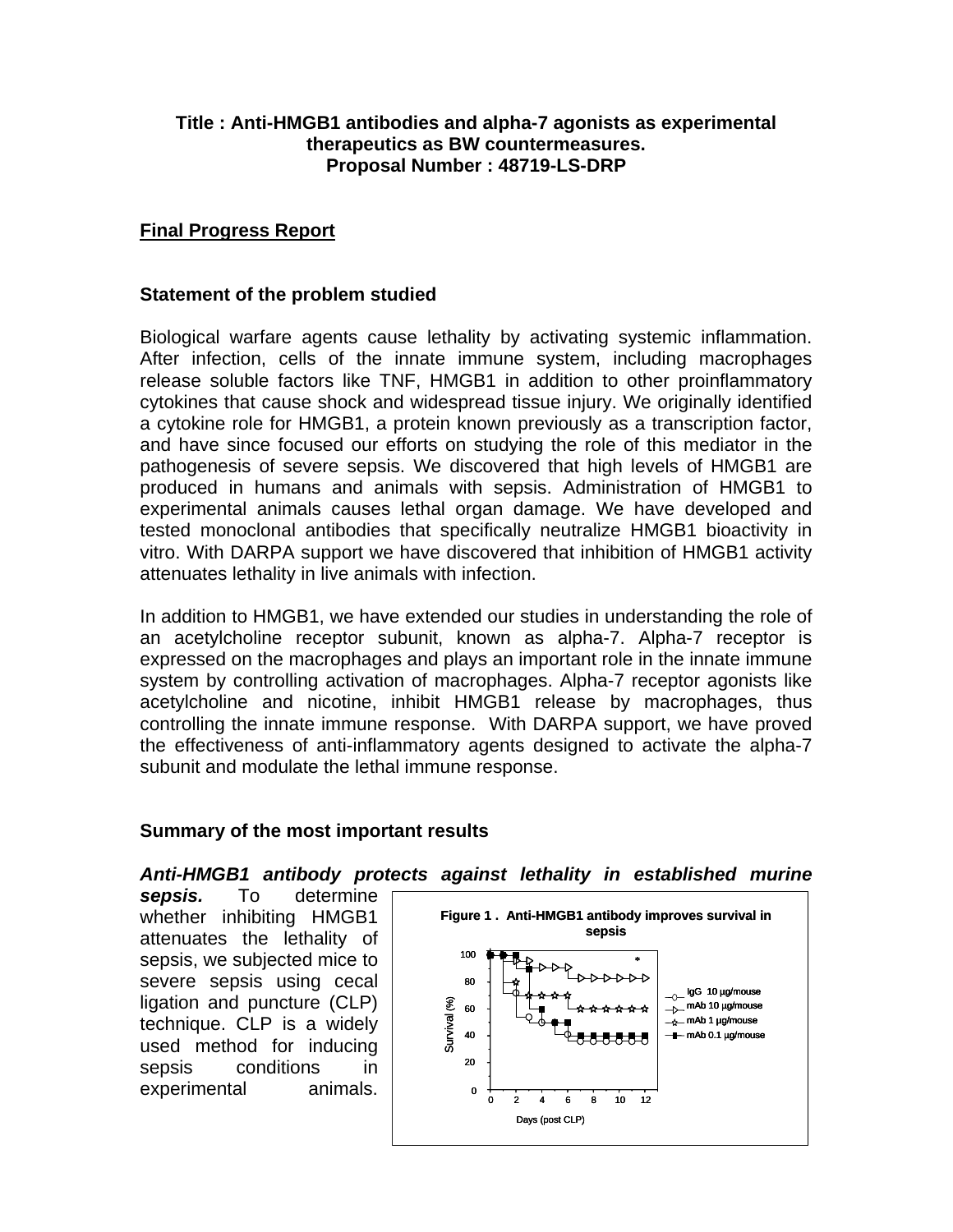**Title : Anti-HMGB1 antibodies and alpha-7 agonists as experimental therapeutics as BW countermeasures.**
**Proposal Number : 48719-LS-DRP**

## Final Progress Report

### Statement of the problem studied

Biological warfare agents cause lethality by activating systemic inflammation. After infection, cells of the innate immune system, including macrophages release soluble factors like TNF, HMGB1 in addition to other proinflammatory cytokines that cause shock and widespread tissue injury. We originally identified a cytokine role for HMGB1, a protein known previously as a transcription factor, and have since focused our efforts on studying the role of this mediator in the pathogenesis of severe sepsis. We discovered that high levels of HMGB1 are produced in humans and animals with sepsis. Administration of HMGB1 to experimental animals causes lethal organ damage. We have developed and tested monoclonal antibodies that specifically neutralize HMGB1 bioactivity in vitro. With DARPA support we have discovered that inhibition of HMGB1 activity attenuates lethality in live animals with infection.

In addition to HMGB1, we have extended our studies in understanding the role of an acetylcholine receptor subunit, known as alpha-7. Alpha-7 receptor is expressed on the macrophages and plays an important role in the innate immune system by controlling activation of macrophages. Alpha-7 receptor agonists like acetylcholine and nicotine, inhibit HMGB1 release by macrophages, thus controlling the innate immune response. With DARPA support, we have proved the effectiveness of anti-inflammatory agents designed to activate the alpha-7 subunit and modulate the lethal immune response.

### Summary of the most important results

***Anti-HMGB1 antibody protects against lethality in established murine sepsis.*** To determine whether inhibiting HMGB1 attenuates the lethality of sepsis, we subjected mice to severe sepsis using cecal ligation and puncture (CLP) technique. CLP is a widely used method for inducing sepsis conditions in experimental animals.

**Figure 1 . Anti-HMGB1 antibody improves survival in sepsis**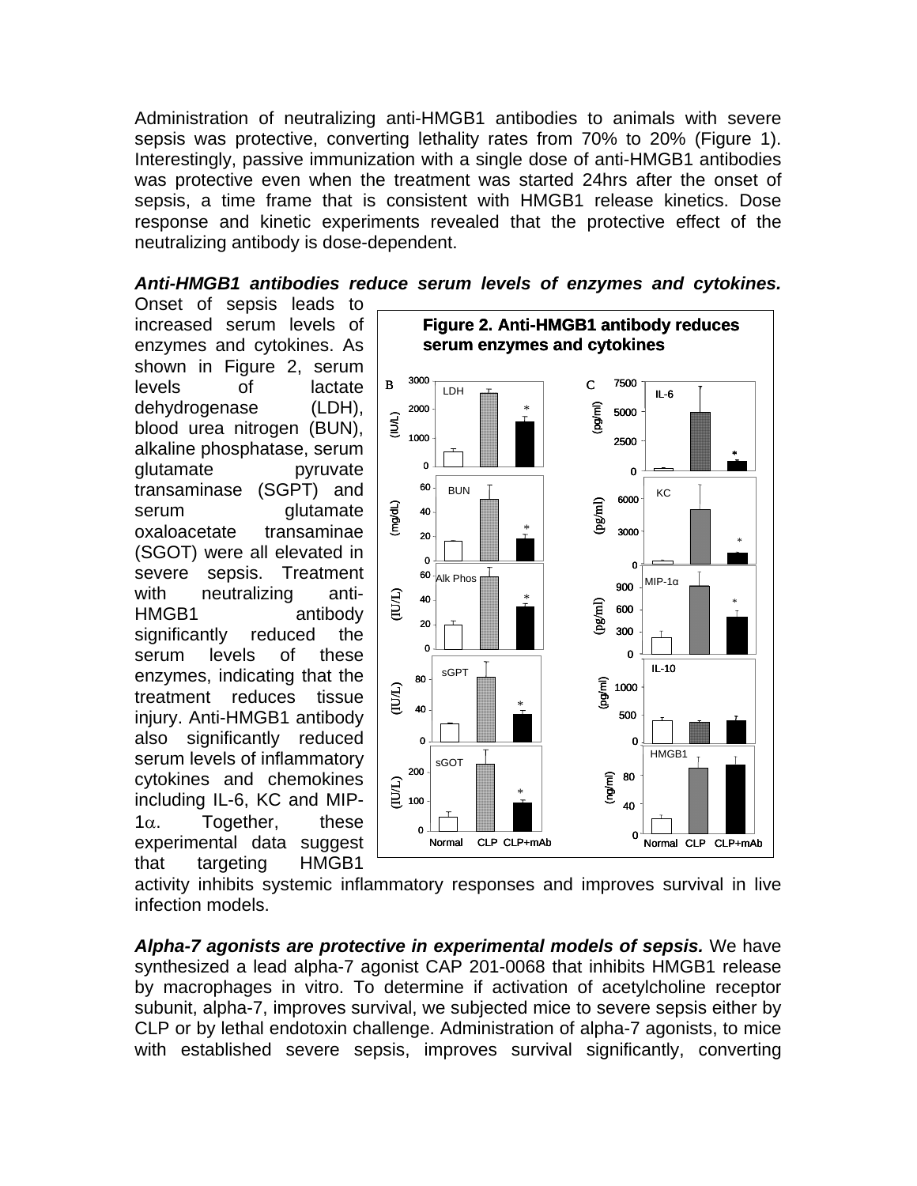Administration of neutralizing anti-HMGB1 antibodies to animals with severe sepsis was protective, converting lethality rates from 70% to 20% (Figure 1). Interestingly, passive immunization with a single dose of anti-HMGB1 antibodies was protective even when the treatment was started 24hrs after the onset of sepsis, a time frame that is consistent with HMGB1 release kinetics. Dose response and kinetic experiments revealed that the protective effect of the neutralizing antibody is dose-dependent.

***Anti-HMGB1 antibodies reduce serum levels of enzymes and cytokines.*** Onset of sepsis leads to increased serum levels of enzymes and cytokines. As shown in Figure 2, serum levels of lactate dehydrogenase (LDH), blood urea nitrogen (BUN), alkaline phosphatase, serum glutamate pyruvate transaminase (SGPT) and serum glutamate oxaloacetate transaminae (SGOT) were all elevated in severe sepsis. Treatment with neutralizing anti-HMGB1 antibody significantly reduced the serum levels of these enzymes, indicating that the treatment reduces tissue injury. Anti-HMGB1 antibody also significantly reduced serum levels of inflammatory cytokines and chemokines including IL-6, KC and MIP-1$\alpha$. Together, these experimental data suggest that targeting HMGB1 activity inhibits systemic inflammatory responses and improves survival in live infection models.

**Figure 2. Anti-HMGB1 antibody reduces serum enzymes and cytokines**

***Alpha-7 agonists are protective in experimental models of sepsis.*** We have synthesized a lead alpha-7 agonist CAP 201-0068 that inhibits HMGB1 release by macrophages in vitro. To determine if activation of acetylcholine receptor subunit, alpha-7, improves survival, we subjected mice to severe sepsis either by CLP or by lethal endotoxin challenge. Administration of alpha-7 agonists, to mice with established severe sepsis, improves survival significantly, converting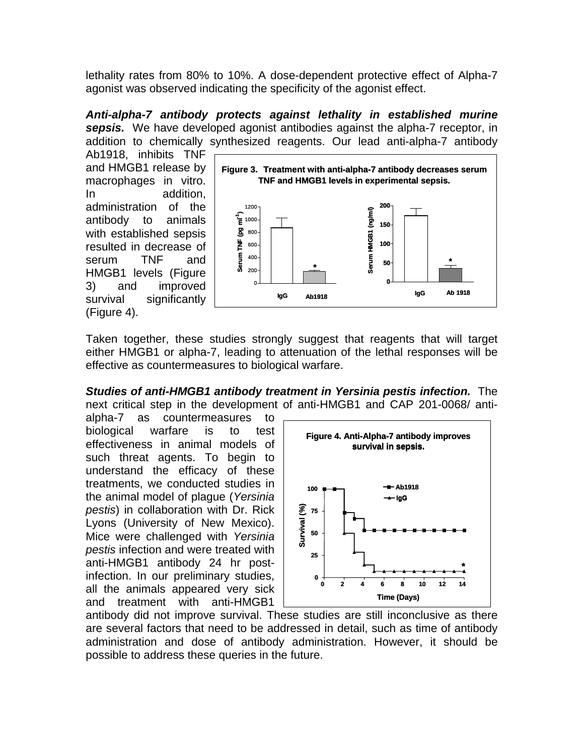lethality rates from 80% to 10%. A dose-dependent protective effect of Alpha-7 agonist was observed indicating the specificity of the agonist effect.

***Anti-alpha-7 antibody protects against lethality in established murine sepsis.*** We have developed agonist antibodies against the alpha-7 receptor, in addition to chemically synthesized reagents. Our lead anti-alpha-7 antibody Ab1918, inhibits TNF and HMGB1 release by macrophages in vitro. In addition, administration of the antibody to animals with established sepsis resulted in decrease of serum TNF and HMGB1 levels (Figure 3) and improved survival significantly (Figure 4).

**Figure 3. Treatment with anti-alpha-7 antibody decreases serum TNF and HMGB1 levels in experimental sepsis.**

Serum TNF (pg ml$^{-1}$)
0
200
400
600
800
1000
1200
IgG
Ab1918
*

Serum HMGB1 (ng/ml)
0
50
100
150
200
IgG
Ab 1918
*

Taken together, these studies strongly suggest that reagents that will target either HMGB1 or alpha-7, leading to attenuation of the lethal responses will be effective as countermeasures to biological warfare.

***Studies of anti-HMGB1 antibody treatment in Yersinia pestis infection.*** The next critical step in the development of anti-HMGB1 and CAP 201-0068/ anti-alpha-7 as countermeasures to biological warfare is to test effectiveness in animal models of such threat agents. To begin to understand the efficacy of these treatments, we conducted studies in the animal model of plague (*Yersinia pestis*) in collaboration with Dr. Rick Lyons (University of New Mexico). Mice were challenged with *Yersinia pestis* infection and were treated with anti-HMGB1 antibody 24 hr post-infection. In our preliminary studies, all the animals appeared very sick and treatment with anti-HMGB1 antibody did not improve survival. These studies are still inconclusive as there are several factors that need to be addressed in detail, such as time of antibody administration and dose of antibody administration. However, it should be possible to address these queries in the future.

**Figure 4. Anti-Alpha-7 antibody improves survival in sepsis.**

Ab1918
IgG
Survival (%)
0
25
50
75
100
*
0
2
4
6
8
10
12
14
Time (Days)